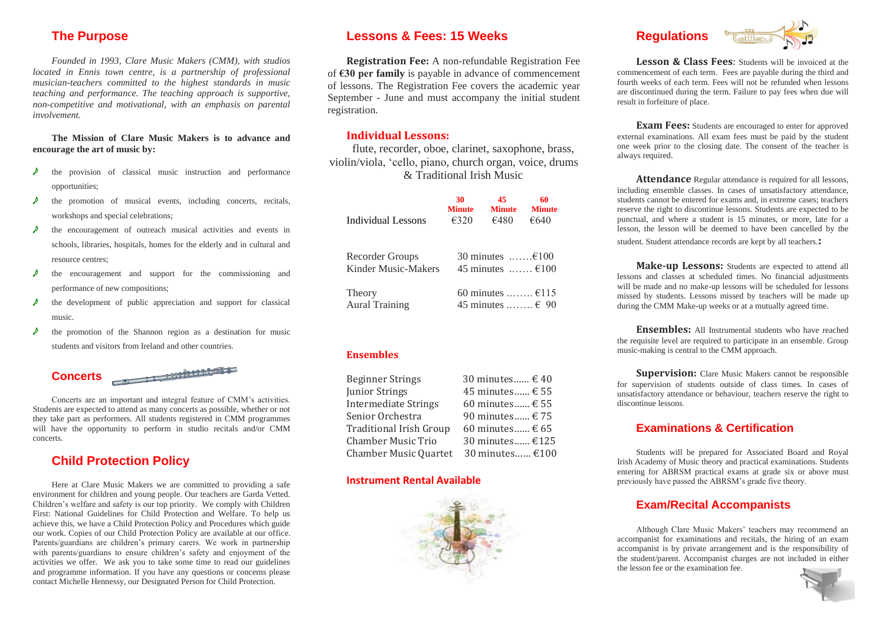## The Purpose

*Founded in 1993, Clare Music Makers (CMM), with studios located in Ennis town centre, is a partnership of professional musician-teachers committed to the highest standards in music teaching and performance. The teaching approach is supportive, non-competitive and motivational, with an emphasis on parental involvement.*

**The Mission of Clare Music Makers is to advance and encourage the art of music by:**

- the provision of classical music instruction and performance opportunities;
- the promotion of musical events, including concerts, recitals, workshops and special celebrations;
- the encouragement of outreach musical activities and events in schools, libraries, hospitals, homes for the elderly and in cultural and resource centres;
- the encouragement and support for the commissioning and performance of new compositions;
- the development of public appreciation and support for classical music.
- the promotion of the Shannon region as a destination for music students and visitors from Ireland and other countries.

## Concerts

Concerts are an important and integral feature of CMM's activities. Students are expected to attend as many concerts as possible, whether or not they take part as performers. All students registered in CMM programmes will have the opportunity to perform in studio recitals and/or CMM concerts.

## Child Protection Policy

Here at Clare Music Makers we are committed to providing a safe environment for children and young people. Our teachers are Garda Vetted. Children's welfare and safety is our top priority. We comply with Children First: National Guidelines for Child Protection and Welfare. To help us achieve this, we have a Child Protection Policy and Procedures which guide our work. Copies of our Child Protection Policy are available at our office. Parents/guardians are children's primary carers. We work in partnership with parents/guardians to ensure children's safety and enjoyment of the activities we offer. We ask you to take some time to read our guidelines and programme information. If you have any questions or concerns please contact Michelle Hennessy, our Designated Person for Child Protection.

## Lessons & Fees: 15 Weeks

**Registration Fee:** A non-refundable Registration Fee of **€30 per family** is payable in advance of commencement of lessons. The Registration Fee covers the academic year September - June and must accompany the initial student registration.

### Individual Lessons:

flute, recorder, oboe, clarinet, saxophone, brass, violin/viola, 'cello, piano, church organ, voice, drums & Traditional Irish Music

| | 30 Minute | 45 Minute | 60 Minute |
|---|---|---|---|
| Individual Lessons | €320 | €480 | €640 |

| | |
|---|---|
| Recorder Groups | 30 minutes .......€100 |
| Kinder Music-Makers | 45 minutes ....... €100 |
| Theory | 60 minutes ........ €115 |
| Aural Training | 45 minutes ........ € 90 |

### Ensembles

| | |
|---|---|
| Beginner Strings | 30 minutes...... € 40 |
| Junior Strings | 45 minutes...... € 55 |
| Intermediate Strings | 60 minutes...... € 55 |
| Senior Orchestra | 90 minutes...... € 75 |
| Traditional Irish Group | 60 minutes...... € 65 |
| Chamber Music Trio | 30 minutes...... €125 |
| Chamber Music Quartet | 30 minutes...... €100 |

### Instrument Rental Available

## Regulations

**Lesson & Class Fees**: Students will be invoiced at the commencement of each term. Fees are payable during the third and fourth weeks of each term. Fees will not be refunded when lessons are discontinued during the term. Failure to pay fees when due will result in forfeiture of place.

**Exam Fees:** Students are encouraged to enter for approved external examinations. All exam fees must be paid by the student one week prior to the closing date. The consent of the teacher is always required.

**Attendance** Regular attendance is required for all lessons, including ensemble classes. In cases of unsatisfactory attendance, students cannot be entered for exams and, in extreme cases; teachers reserve the right to discontinue lessons. Students are expected to be punctual, and where a student is 15 minutes, or more, late for a lesson, the lesson will be deemed to have been cancelled by the student. Student attendance records are kept by all teachers.**:**

**Make-up Lessons:** Students are expected to attend all lessons and classes at scheduled times. No financial adjustments will be made and no make-up lessons will be scheduled for lessons missed by students. Lessons missed by teachers will be made up during the CMM Make-up weeks or at a mutually agreed time.

**Ensembles:** All Instrumental students who have reached the requisite level are required to participate in an ensemble. Group music-making is central to the CMM approach.

**Supervision:** Clare Music Makers cannot be responsible for supervision of students outside of class times. In cases of unsatisfactory attendance or behaviour, teachers reserve the right to discontinue lessons.

## Examinations & Certification

Students will be prepared for Associated Board and Royal Irish Academy of Music theory and practical examinations. Students entering for ABRSM practical exams at grade six or above must previously have passed the ABRSM's grade five theory.

## Exam/Recital Accompanists

Although Clare Music Makers' teachers may recommend an accompanist for examinations and recitals, the hiring of an exam accompanist is by private arrangement and is the responsibility of the student/parent. Accompanist charges are not included in either the lesson fee or the examination fee.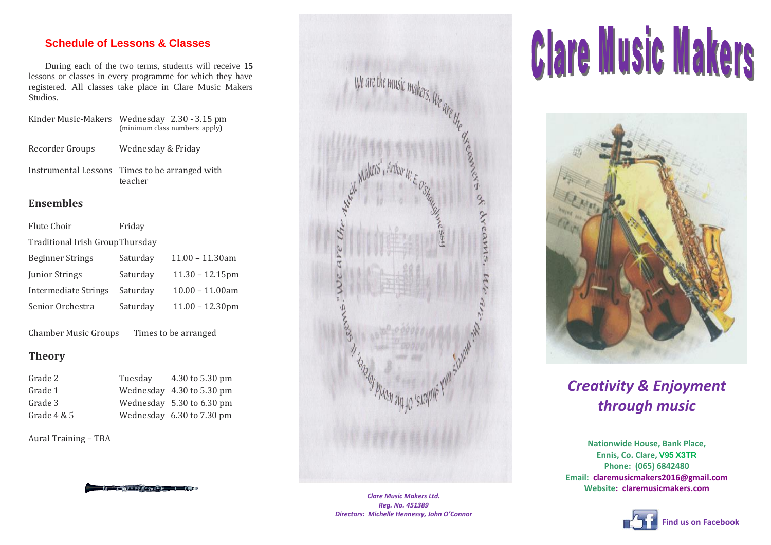## Schedule of Lessons & Classes

During each of the two terms, students will receive **15** lessons or classes in every programme for which they have registered. All classes take place in Clare Music Makers Studios.

| | | |
|---|---|---|
| Kinder Music-Makers | Wednesday 2.30 - 3.15 pm (minimum class numbers apply) | |
| Recorder Groups | Wednesday & Friday | |
| Instrumental Lessons | Times to be arranged with teacher | |

### Ensembles

| | | |
|---|---|---|
| Flute Choir | Friday | |
| Traditional Irish Group | Thursday | |
| Beginner Strings | Saturday | 11.00 – 11.30am |
| Junior Strings | Saturday | 11.30 – 12.15pm |
| Intermediate Strings | Saturday | 10.00 – 11.00am |
| Senior Orchestra | Saturday | 11.00 – 12.30pm |

Chamber Music Groups Times to be arranged

### Theory

| | | |
|---|---|---|
| Grade 2 | Tuesday | 4.30 to 5.30 pm |
| Grade 1 | Wednesday | 4.30 to 5.30 pm |
| Grade 3 | Wednesday | 5.30 to 6.30 pm |
| Grade 4 & 5 | Wednesday | 6.30 to 7.30 pm |

Aural Training – TBA

"We are the music makers, We are the dreamers of dreams, We are the movers and shakers, Of the world forever, it seems." "We are the Music Makers", Arthur W E O'Shaughnessy

*Clare Music Makers Ltd.*
*Reg. No. 451389*
*Directors: Michelle Hennessy, John O'Connor*

# Clare Music Makers

## *Creativity & Enjoyment through music*

**Nationwide House, Bank Place,**
**Ennis, Co. Clare, V95 X3TR**
**Phone: (065) 6842480**
**Email: claremusicmakers2016@gmail.com**
**Website: claremusicmakers.com**

**Find us on Facebook**